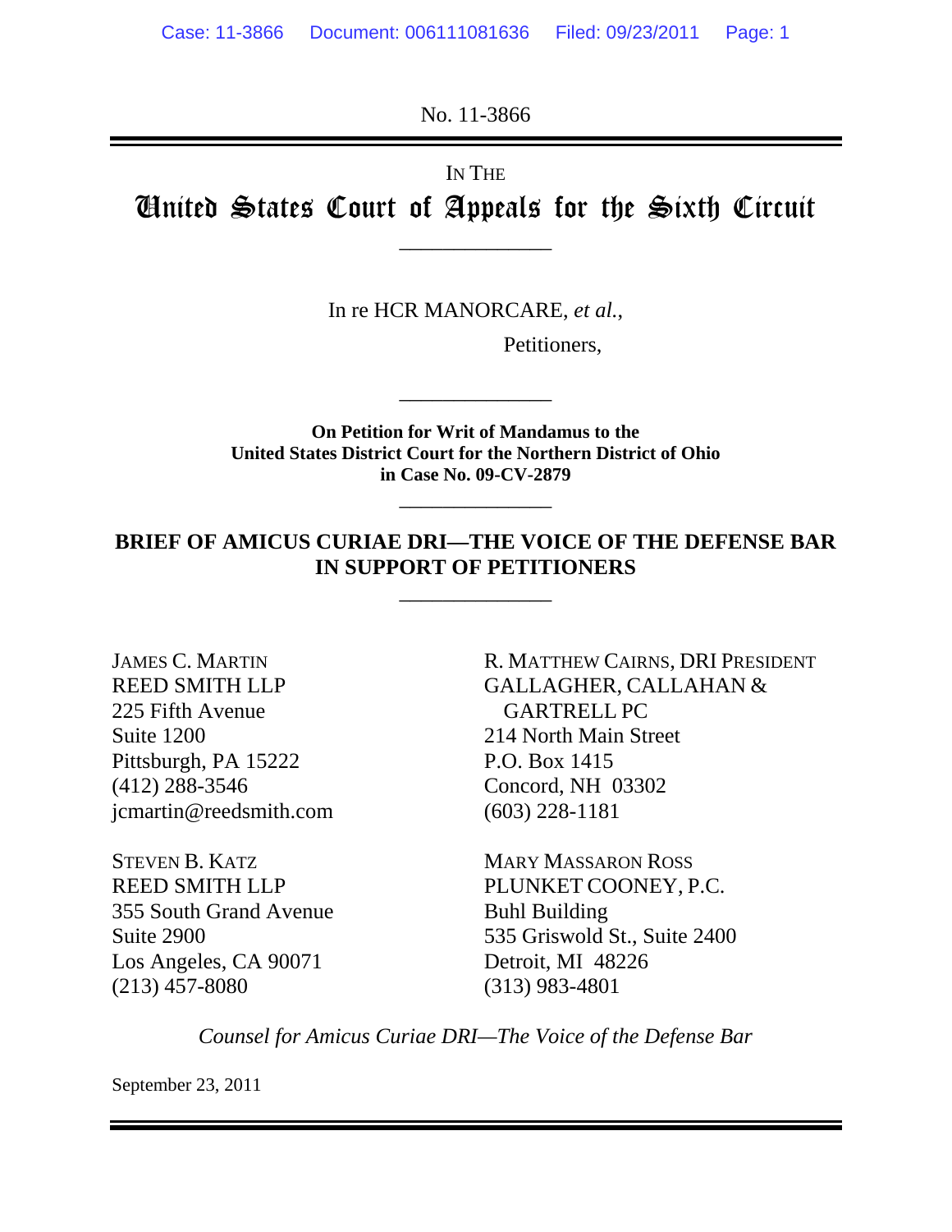No. 11-3866

IN THE

# United States Court of Appeals for the Sixth Circuit

---

In re HCR MANORCARE, *et al.*,

Petitioners,

---

**On Petition for Writ of Mandamus to the United States District Court for the Northern District of Ohio in Case No. 09-CV-2879**

---

## BRIEF OF AMICUS CURIAE DRI—THE VOICE OF THE DEFENSE BAR IN SUPPORT OF PETITIONERS

---

JAMES C. MARTIN
REED SMITH LLP
225 Fifth Avenue
Suite 1200
Pittsburgh, PA 15222
(412) 288-3546
jcmartin@reedsmith.com

STEVEN B. KATZ
REED SMITH LLP
355 South Grand Avenue
Suite 2900
Los Angeles, CA 90071
(213) 457-8080

R. MATTHEW CAIRNS, DRI PRESIDENT
GALLAGHER, CALLAHAN & GARTRELL PC
214 North Main Street
P.O. Box 1415
Concord, NH 03302
(603) 228-1181

MARY MASSARON ROSS
PLUNKET COONEY, P.C.
Buhl Building
535 Griswold St., Suite 2400
Detroit, MI 48226
(313) 983-4801

*Counsel for Amicus Curiae DRI—The Voice of the Defense Bar*

September 23, 2011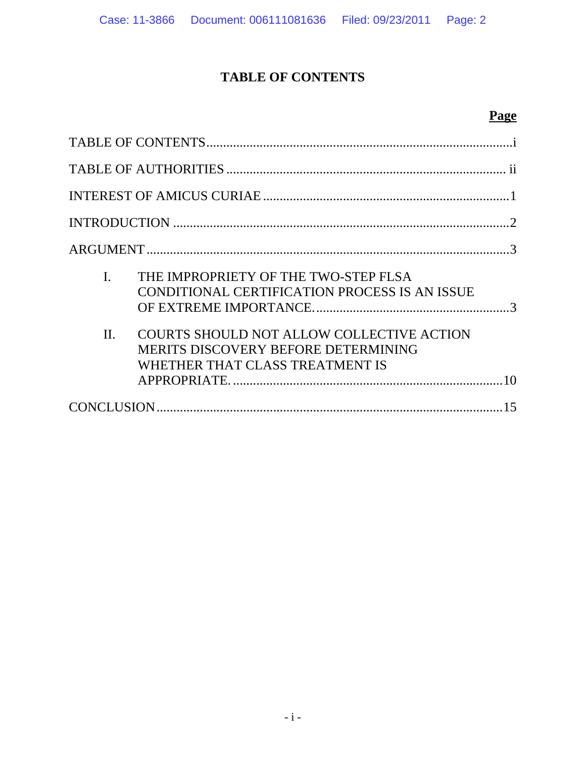# TABLE OF CONTENTS

| | Page |
|---|---|
| TABLE OF CONTENTS | i |
| TABLE OF AUTHORITIES | ii |
| INTEREST OF AMICUS CURIAE | 1 |
| INTRODUCTION | 2 |
| ARGUMENT | 3 |
| I. THE IMPROPRIETY OF THE TWO-STEP FLSA CONDITIONAL CERTIFICATION PROCESS IS AN ISSUE OF EXTREME IMPORTANCE. | 3 |
| II. COURTS SHOULD NOT ALLOW COLLECTIVE ACTION MERITS DISCOVERY BEFORE DETERMINING WHETHER THAT CLASS TREATMENT IS APPROPRIATE. | 10 |
| CONCLUSION | 15 |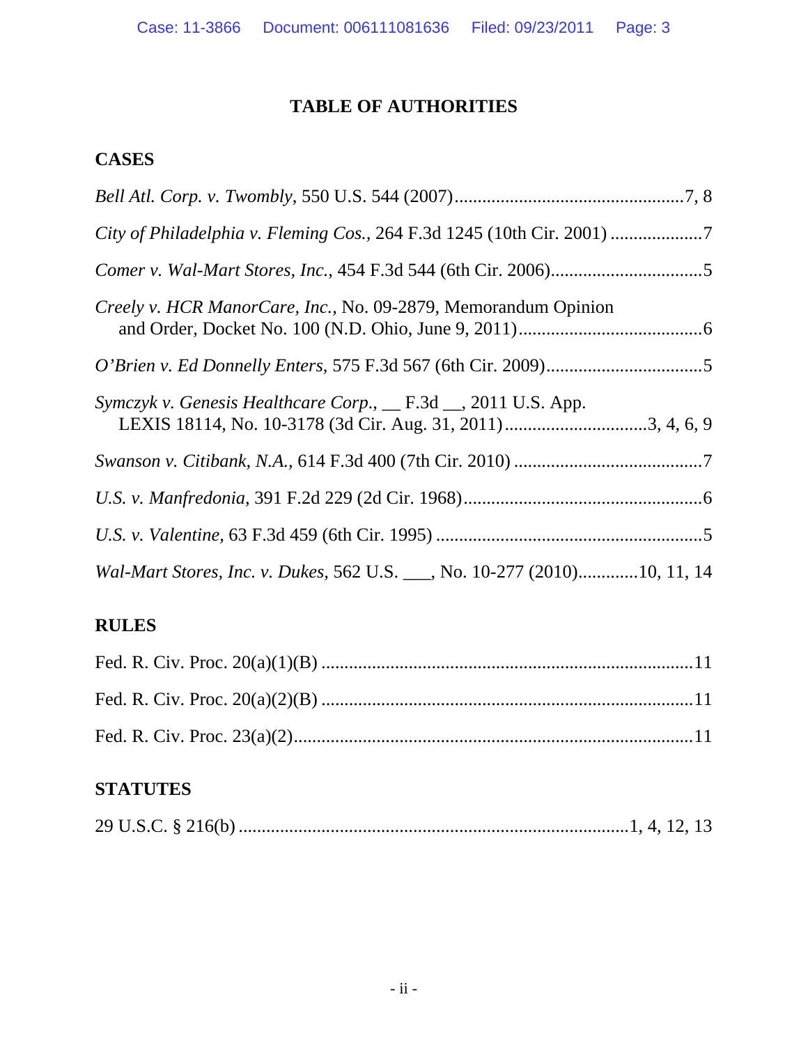# TABLE OF AUTHORITIES

## CASES

*Bell Atl. Corp. v. Twombly*, 550 U.S. 544 (2007)....................................................7, 8

*City of Philadelphia v. Fleming Cos.*, 264 F.3d 1245 (10th Cir. 2001) ....................7

*Comer v. Wal-Mart Stores, Inc.*, 454 F.3d 544 (6th Cir. 2006).................................5

*Creely v. HCR ManorCare, Inc.*, No. 09-2879, Memorandum Opinion and Order, Docket No. 100 (N.D. Ohio, June 9, 2011)........................................6

*O'Brien v. Ed Donnelly Enters*, 575 F.3d 567 (6th Cir. 2009)..................................5

*Symczyk v. Genesis Healthcare Corp.*, __ F.3d __, 2011 U.S. App. LEXIS 18114, No. 10-3178 (3d Cir. Aug. 31, 2011)...............................3, 4, 6, 9

*Swanson v. Citibank, N.A.*, 614 F.3d 400 (7th Cir. 2010) .........................................7

*U.S. v. Manfredonia*, 391 F.2d 229 (2d Cir. 1968)....................................................6

*U.S. v. Valentine*, 63 F.3d 459 (6th Cir. 1995) ..........................................................5

*Wal-Mart Stores, Inc. v. Dukes*, 562 U.S. ___, No. 10-277 (2010).............10, 11, 14

## RULES

Fed. R. Civ. Proc. 20(a)(1)(B) ...................................................................................11

Fed. R. Civ. Proc. 20(a)(2)(B) ...................................................................................11

Fed. R. Civ. Proc. 23(a)(2).........................................................................................11

## STATUTES

29 U.S.C. § 216(b) .....................................................................................1, 4, 12, 13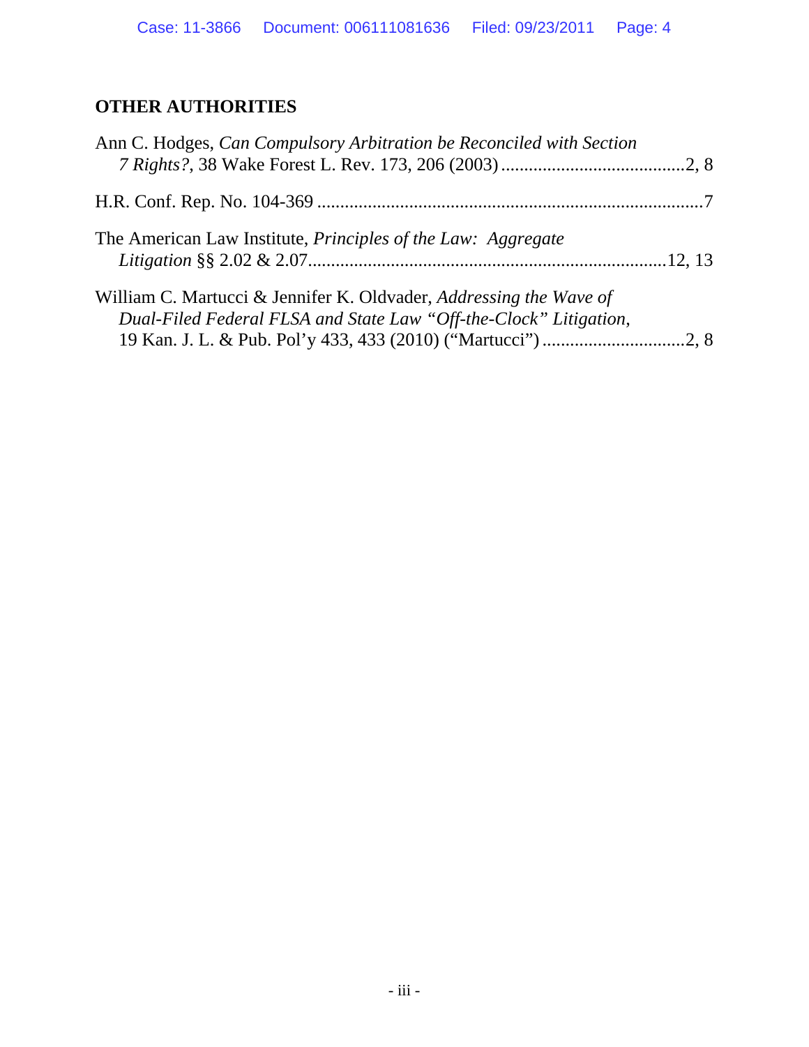## OTHER AUTHORITIES

Ann C. Hodges, *Can Compulsory Arbitration be Reconciled with Section 7 Rights?*, 38 Wake Forest L. Rev. 173, 206 (2003) ........................................2, 8

H.R. Conf. Rep. No. 104-369 ....................................................................................7

The American Law Institute, *Principles of the Law: Aggregate Litigation* §§ 2.02 & 2.07.............................................................................12, 13

William C. Martucci & Jennifer K. Oldvader, *Addressing the Wave of Dual-Filed Federal FLSA and State Law "Off-the-Clock" Litigation*, 19 Kan. J. L. & Pub. Pol'y 433, 433 (2010) ("Martucci") ...............................2, 8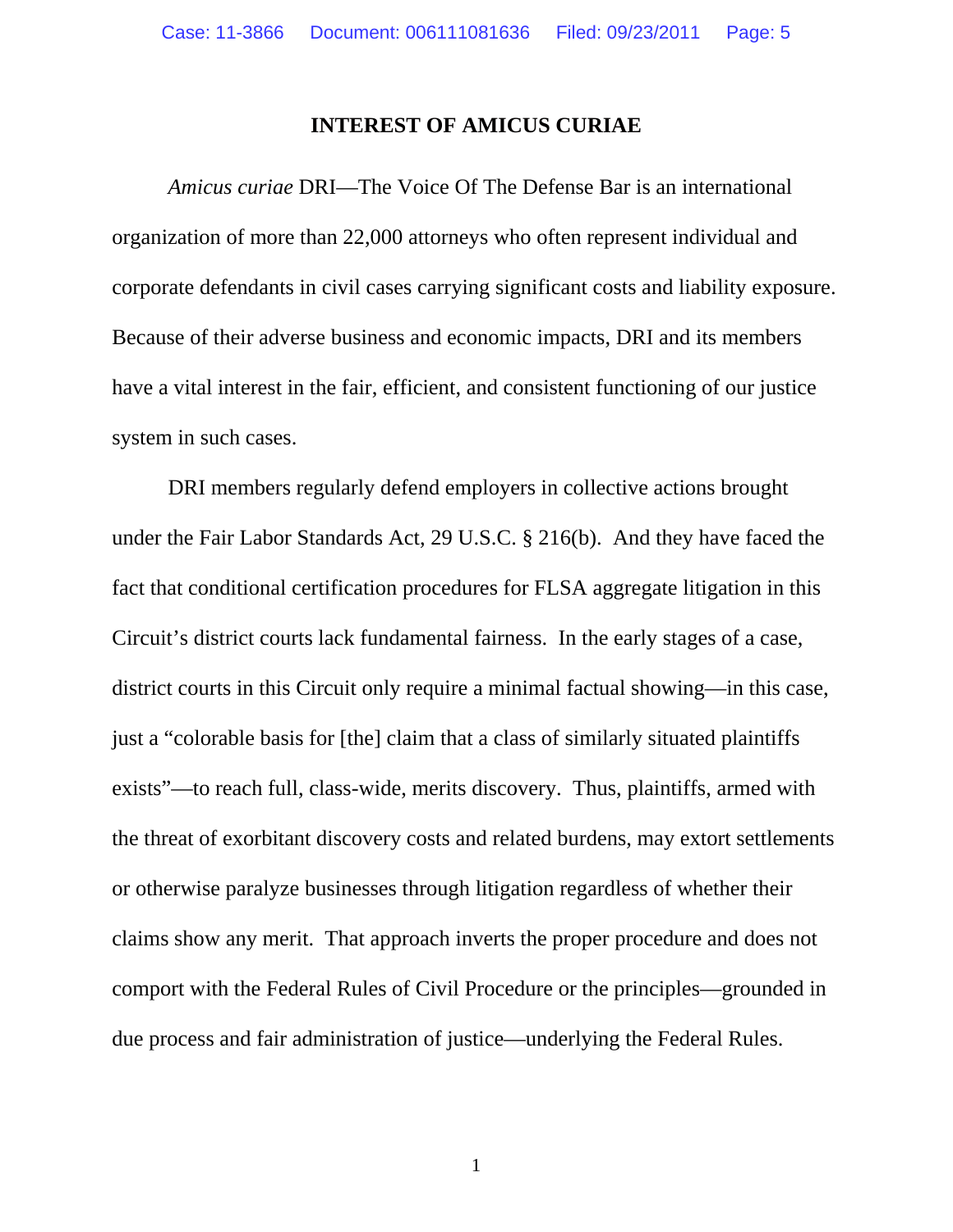## INTEREST OF AMICUS CURIAE

*Amicus curiae* DRI—The Voice Of The Defense Bar is an international organization of more than 22,000 attorneys who often represent individual and corporate defendants in civil cases carrying significant costs and liability exposure. Because of their adverse business and economic impacts, DRI and its members have a vital interest in the fair, efficient, and consistent functioning of our justice system in such cases.

DRI members regularly defend employers in collective actions brought under the Fair Labor Standards Act, 29 U.S.C. § 216(b). And they have faced the fact that conditional certification procedures for FLSA aggregate litigation in this Circuit's district courts lack fundamental fairness. In the early stages of a case, district courts in this Circuit only require a minimal factual showing—in this case, just a "colorable basis for [the] claim that a class of similarly situated plaintiffs exists"—to reach full, class-wide, merits discovery. Thus, plaintiffs, armed with the threat of exorbitant discovery costs and related burdens, may extort settlements or otherwise paralyze businesses through litigation regardless of whether their claims show any merit. That approach inverts the proper procedure and does not comport with the Federal Rules of Civil Procedure or the principles—grounded in due process and fair administration of justice—underlying the Federal Rules.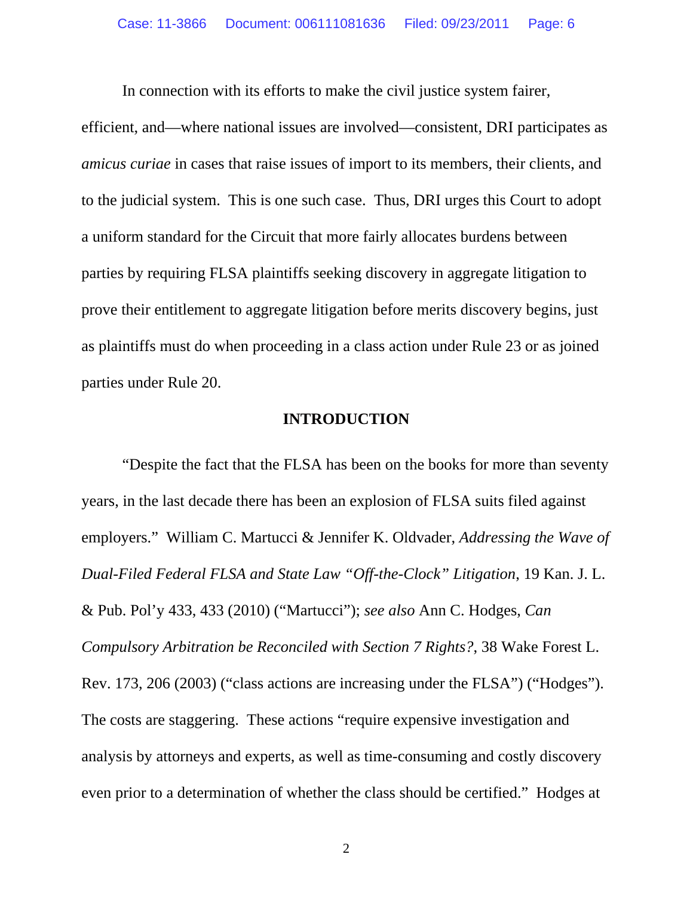In connection with its efforts to make the civil justice system fairer, efficient, and—where national issues are involved—consistent, DRI participates as *amicus curiae* in cases that raise issues of import to its members, their clients, and to the judicial system. This is one such case. Thus, DRI urges this Court to adopt a uniform standard for the Circuit that more fairly allocates burdens between parties by requiring FLSA plaintiffs seeking discovery in aggregate litigation to prove their entitlement to aggregate litigation before merits discovery begins, just as plaintiffs must do when proceeding in a class action under Rule 23 or as joined parties under Rule 20.

## INTRODUCTION

"Despite the fact that the FLSA has been on the books for more than seventy years, in the last decade there has been an explosion of FLSA suits filed against employers." William C. Martucci & Jennifer K. Oldvader, *Addressing the Wave of Dual-Filed Federal FLSA and State Law "Off-the-Clock" Litigation*, 19 Kan. J. L. & Pub. Pol'y 433, 433 (2010) ("Martucci"); *see also* Ann C. Hodges, *Can Compulsory Arbitration be Reconciled with Section 7 Rights?*, 38 Wake Forest L. Rev. 173, 206 (2003) ("class actions are increasing under the FLSA") ("Hodges"). The costs are staggering. These actions "require expensive investigation and analysis by attorneys and experts, as well as time-consuming and costly discovery even prior to a determination of whether the class should be certified." Hodges at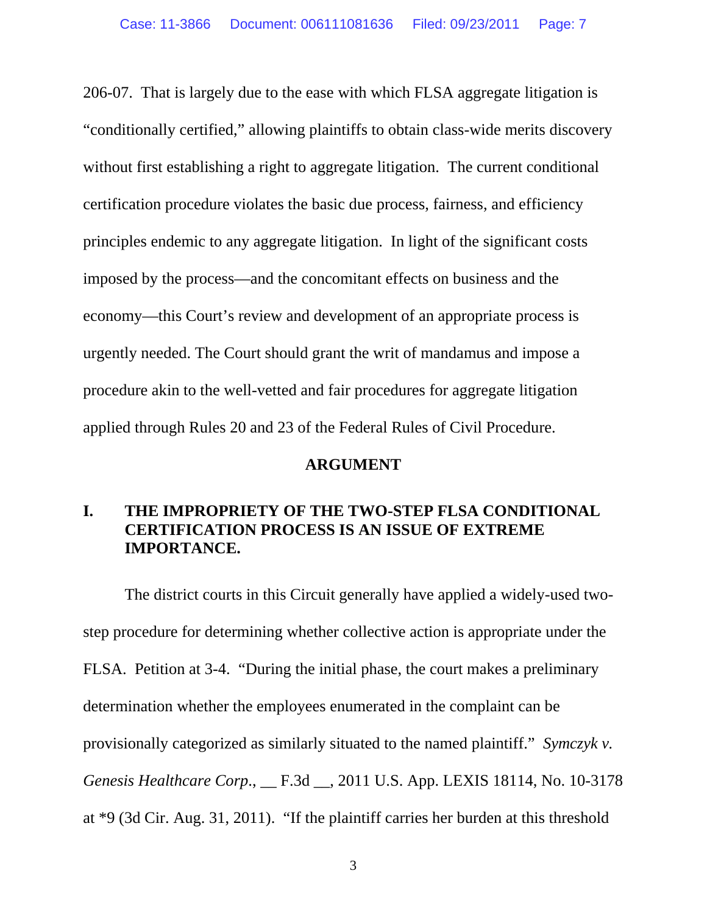206-07. That is largely due to the ease with which FLSA aggregate litigation is "conditionally certified," allowing plaintiffs to obtain class-wide merits discovery without first establishing a right to aggregate litigation. The current conditional certification procedure violates the basic due process, fairness, and efficiency principles endemic to any aggregate litigation. In light of the significant costs imposed by the process—and the concomitant effects on business and the economy—this Court's review and development of an appropriate process is urgently needed. The Court should grant the writ of mandamus and impose a procedure akin to the well-vetted and fair procedures for aggregate litigation applied through Rules 20 and 23 of the Federal Rules of Civil Procedure.

## ARGUMENT

### I. THE IMPROPRIETY OF THE TWO-STEP FLSA CONDITIONAL CERTIFICATION PROCESS IS AN ISSUE OF EXTREME IMPORTANCE.

The district courts in this Circuit generally have applied a widely-used two-step procedure for determining whether collective action is appropriate under the FLSA. Petition at 3-4. "During the initial phase, the court makes a preliminary determination whether the employees enumerated in the complaint can be provisionally categorized as similarly situated to the named plaintiff." *Symczyk v. Genesis Healthcare Corp.*, __ F.3d __, 2011 U.S. App. LEXIS 18114, No. 10-3178 at *9 (3d Cir. Aug. 31, 2011). "If the plaintiff carries her burden at this threshold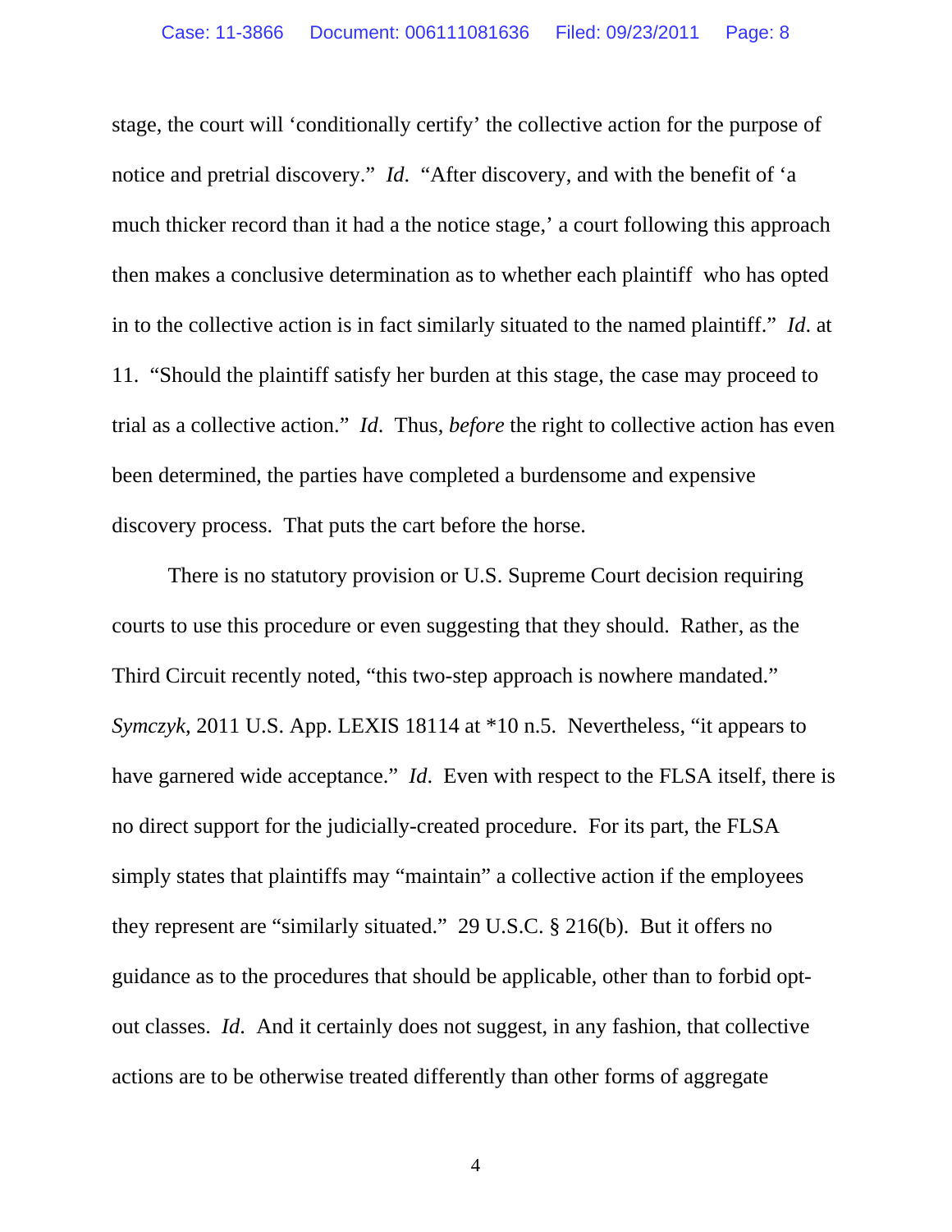stage, the court will 'conditionally certify' the collective action for the purpose of notice and pretrial discovery." *Id*. "After discovery, and with the benefit of 'a much thicker record than it had a the notice stage,' a court following this approach then makes a conclusive determination as to whether each plaintiff who has opted in to the collective action is in fact similarly situated to the named plaintiff." *Id*. at 11. "Should the plaintiff satisfy her burden at this stage, the case may proceed to trial as a collective action." *Id*. Thus, *before* the right to collective action has even been determined, the parties have completed a burdensome and expensive discovery process. That puts the cart before the horse.

There is no statutory provision or U.S. Supreme Court decision requiring courts to use this procedure or even suggesting that they should. Rather, as the Third Circuit recently noted, "this two-step approach is nowhere mandated." *Symczyk*, 2011 U.S. App. LEXIS 18114 at *10 n.5. Nevertheless, "it appears to have garnered wide acceptance." *Id*. Even with respect to the FLSA itself, there is no direct support for the judicially-created procedure. For its part, the FLSA simply states that plaintiffs may "maintain" a collective action if the employees they represent are "similarly situated." 29 U.S.C. § 216(b). But it offers no guidance as to the procedures that should be applicable, other than to forbid opt-out classes. *Id*. And it certainly does not suggest, in any fashion, that collective actions are to be otherwise treated differently than other forms of aggregate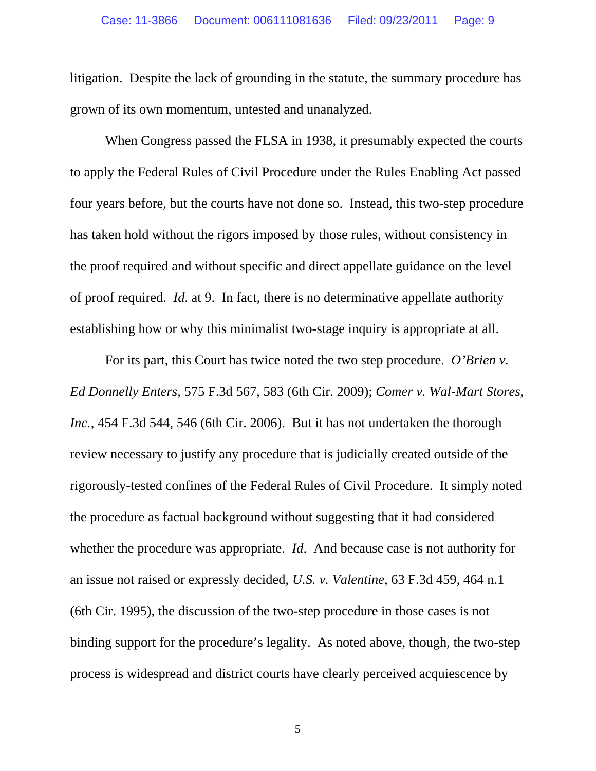litigation. Despite the lack of grounding in the statute, the summary procedure has grown of its own momentum, untested and unanalyzed.

When Congress passed the FLSA in 1938, it presumably expected the courts to apply the Federal Rules of Civil Procedure under the Rules Enabling Act passed four years before, but the courts have not done so. Instead, this two-step procedure has taken hold without the rigors imposed by those rules, without consistency in the proof required and without specific and direct appellate guidance on the level of proof required. *Id.* at 9. In fact, there is no determinative appellate authority establishing how or why this minimalist two-stage inquiry is appropriate at all.

For its part, this Court has twice noted the two step procedure. *O'Brien v. Ed Donnelly Enters*, 575 F.3d 567, 583 (6th Cir. 2009); *Comer v. Wal-Mart Stores, Inc.*, 454 F.3d 544, 546 (6th Cir. 2006). But it has not undertaken the thorough review necessary to justify any procedure that is judicially created outside of the rigorously-tested confines of the Federal Rules of Civil Procedure. It simply noted the procedure as factual background without suggesting that it had considered whether the procedure was appropriate. *Id*. And because case is not authority for an issue not raised or expressly decided, *U.S. v. Valentine*, 63 F.3d 459, 464 n.1 (6th Cir. 1995), the discussion of the two-step procedure in those cases is not binding support for the procedure's legality. As noted above, though, the two-step process is widespread and district courts have clearly perceived acquiescence by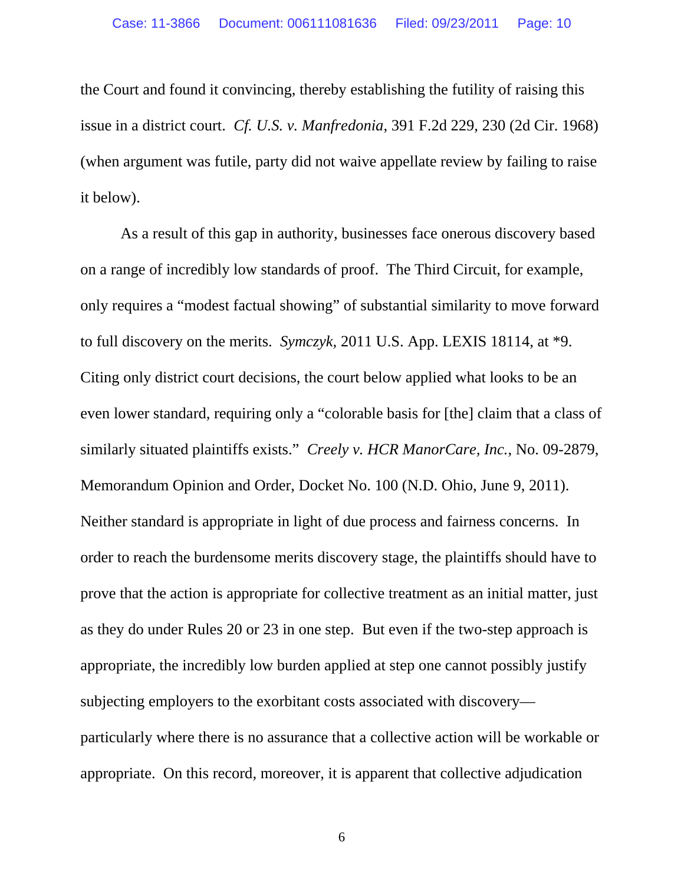the Court and found it convincing, thereby establishing the futility of raising this issue in a district court. *Cf. U.S. v. Manfredonia*, 391 F.2d 229, 230 (2d Cir. 1968) (when argument was futile, party did not waive appellate review by failing to raise it below).

As a result of this gap in authority, businesses face onerous discovery based on a range of incredibly low standards of proof. The Third Circuit, for example, only requires a "modest factual showing" of substantial similarity to move forward to full discovery on the merits. *Symczyk*, 2011 U.S. App. LEXIS 18114, at *9. Citing only district court decisions, the court below applied what looks to be an even lower standard, requiring only a "colorable basis for [the] claim that a class of similarly situated plaintiffs exists." *Creely v. HCR ManorCare, Inc.*, No. 09-2879, Memorandum Opinion and Order, Docket No. 100 (N.D. Ohio, June 9, 2011). Neither standard is appropriate in light of due process and fairness concerns. In order to reach the burdensome merits discovery stage, the plaintiffs should have to prove that the action is appropriate for collective treatment as an initial matter, just as they do under Rules 20 or 23 in one step. But even if the two-step approach is appropriate, the incredibly low burden applied at step one cannot possibly justify subjecting employers to the exorbitant costs associated with discovery—particularly where there is no assurance that a collective action will be workable or appropriate. On this record, moreover, it is apparent that collective adjudication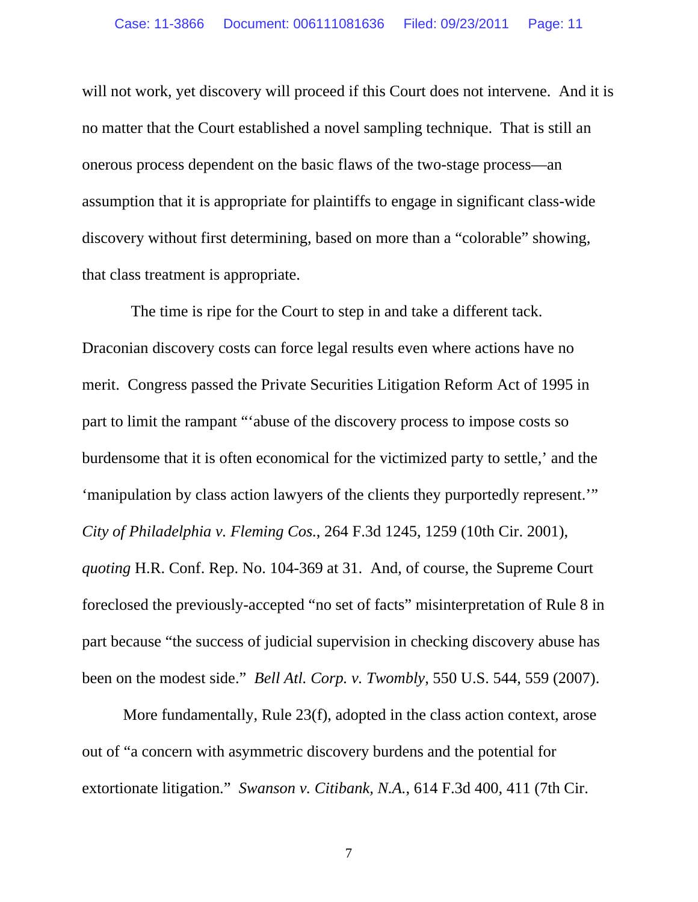will not work, yet discovery will proceed if this Court does not intervene. And it is no matter that the Court established a novel sampling technique. That is still an onerous process dependent on the basic flaws of the two-stage process—an assumption that it is appropriate for plaintiffs to engage in significant class-wide discovery without first determining, based on more than a "colorable" showing, that class treatment is appropriate.

The time is ripe for the Court to step in and take a different tack. Draconian discovery costs can force legal results even where actions have no merit. Congress passed the Private Securities Litigation Reform Act of 1995 in part to limit the rampant "'abuse of the discovery process to impose costs so burdensome that it is often economical for the victimized party to settle,' and the 'manipulation by class action lawyers of the clients they purportedly represent.'" *City of Philadelphia v. Fleming Cos.*, 264 F.3d 1245, 1259 (10th Cir. 2001), *quoting* H.R. Conf. Rep. No. 104-369 at 31. And, of course, the Supreme Court foreclosed the previously-accepted "no set of facts" misinterpretation of Rule 8 in part because "the success of judicial supervision in checking discovery abuse has been on the modest side." *Bell Atl. Corp. v. Twombly*, 550 U.S. 544, 559 (2007).

More fundamentally, Rule 23(f), adopted in the class action context, arose out of "a concern with asymmetric discovery burdens and the potential for extortionate litigation." *Swanson v. Citibank, N.A.*, 614 F.3d 400, 411 (7th Cir.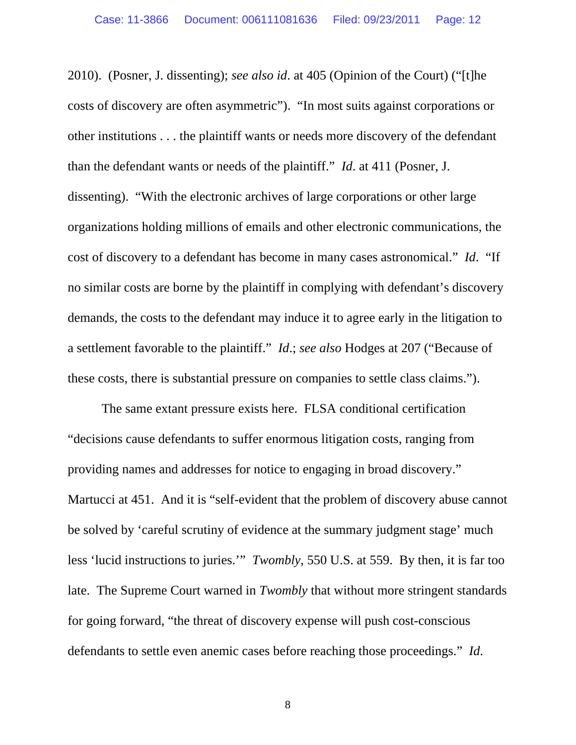2010). (Posner, J. dissenting); *see also id*. at 405 (Opinion of the Court) ("[t]he costs of discovery are often asymmetric"). "In most suits against corporations or other institutions . . . the plaintiff wants or needs more discovery of the defendant than the defendant wants or needs of the plaintiff." *Id*. at 411 (Posner, J. dissenting). "With the electronic archives of large corporations or other large organizations holding millions of emails and other electronic communications, the cost of discovery to a defendant has become in many cases astronomical." *Id*. "If no similar costs are borne by the plaintiff in complying with defendant's discovery demands, the costs to the defendant may induce it to agree early in the litigation to a settlement favorable to the plaintiff." *Id*.; *see also* Hodges at 207 ("Because of these costs, there is substantial pressure on companies to settle class claims.").

The same extant pressure exists here. FLSA conditional certification "decisions cause defendants to suffer enormous litigation costs, ranging from providing names and addresses for notice to engaging in broad discovery." Martucci at 451. And it is "self-evident that the problem of discovery abuse cannot be solved by 'careful scrutiny of evidence at the summary judgment stage' much less 'lucid instructions to juries.'" *Twombly*, 550 U.S. at 559. By then, it is far too late. The Supreme Court warned in *Twombly* that without more stringent standards for going forward, "the threat of discovery expense will push cost-conscious defendants to settle even anemic cases before reaching those proceedings." *Id*.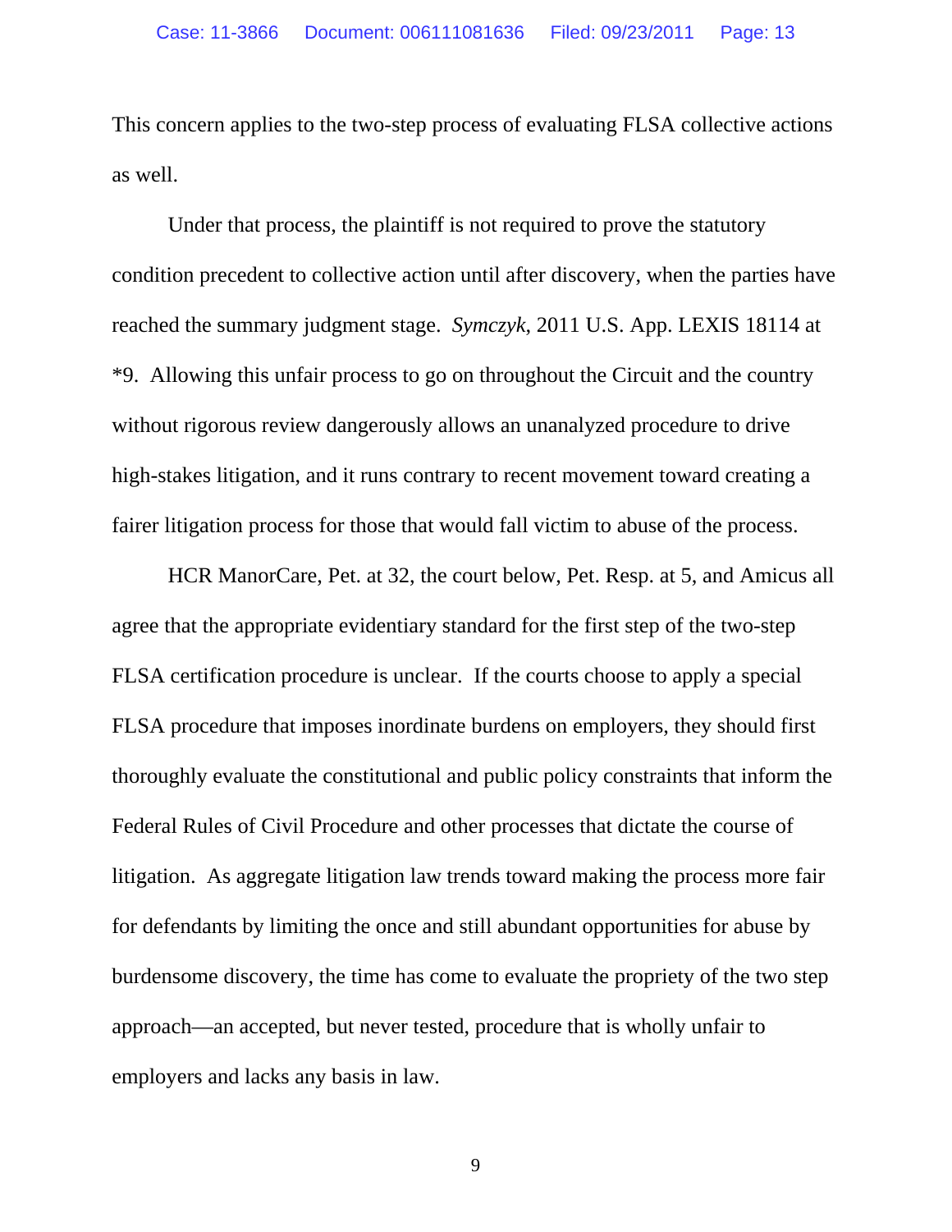This concern applies to the two-step process of evaluating FLSA collective actions as well.

Under that process, the plaintiff is not required to prove the statutory condition precedent to collective action until after discovery, when the parties have reached the summary judgment stage. *Symczyk*, 2011 U.S. App. LEXIS 18114 at *9. Allowing this unfair process to go on throughout the Circuit and the country without rigorous review dangerously allows an unanalyzed procedure to drive high-stakes litigation, and it runs contrary to recent movement toward creating a fairer litigation process for those that would fall victim to abuse of the process.

HCR ManorCare, Pet. at 32, the court below, Pet. Resp. at 5, and Amicus all agree that the appropriate evidentiary standard for the first step of the two-step FLSA certification procedure is unclear. If the courts choose to apply a special FLSA procedure that imposes inordinate burdens on employers, they should first thoroughly evaluate the constitutional and public policy constraints that inform the Federal Rules of Civil Procedure and other processes that dictate the course of litigation. As aggregate litigation law trends toward making the process more fair for defendants by limiting the once and still abundant opportunities for abuse by burdensome discovery, the time has come to evaluate the propriety of the two step approach—an accepted, but never tested, procedure that is wholly unfair to employers and lacks any basis in law.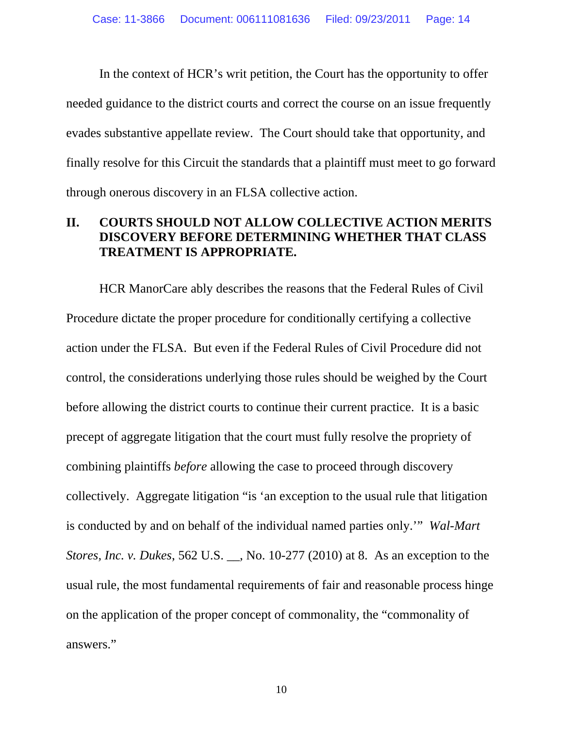In the context of HCR's writ petition, the Court has the opportunity to offer needed guidance to the district courts and correct the course on an issue frequently evades substantive appellate review. The Court should take that opportunity, and finally resolve for this Circuit the standards that a plaintiff must meet to go forward through onerous discovery in an FLSA collective action.

## II. COURTS SHOULD NOT ALLOW COLLECTIVE ACTION MERITS DISCOVERY BEFORE DETERMINING WHETHER THAT CLASS TREATMENT IS APPROPRIATE.

HCR ManorCare ably describes the reasons that the Federal Rules of Civil Procedure dictate the proper procedure for conditionally certifying a collective action under the FLSA. But even if the Federal Rules of Civil Procedure did not control, the considerations underlying those rules should be weighed by the Court before allowing the district courts to continue their current practice. It is a basic precept of aggregate litigation that the court must fully resolve the propriety of combining plaintiffs *before* allowing the case to proceed through discovery collectively. Aggregate litigation "is 'an exception to the usual rule that litigation is conducted by and on behalf of the individual named parties only.'" *Wal-Mart Stores, Inc. v. Dukes*, 562 U.S. __, No. 10-277 (2010) at 8. As an exception to the usual rule, the most fundamental requirements of fair and reasonable process hinge on the application of the proper concept of commonality, the "commonality of answers."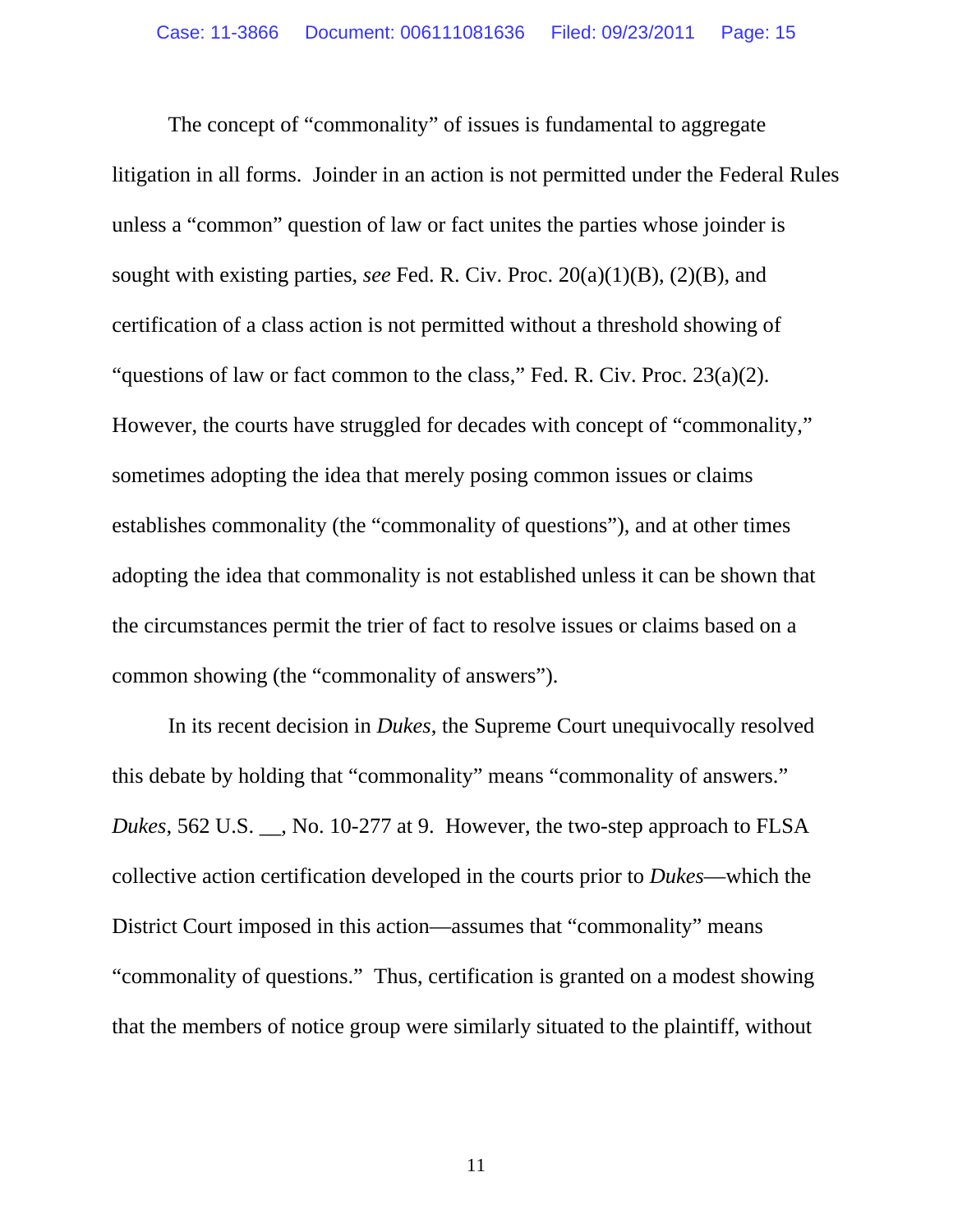The concept of "commonality" of issues is fundamental to aggregate litigation in all forms. Joinder in an action is not permitted under the Federal Rules unless a "common" question of law or fact unites the parties whose joinder is sought with existing parties, *see* Fed. R. Civ. Proc. 20(a)(1)(B), (2)(B), and certification of a class action is not permitted without a threshold showing of "questions of law or fact common to the class," Fed. R. Civ. Proc. 23(a)(2). However, the courts have struggled for decades with concept of "commonality," sometimes adopting the idea that merely posing common issues or claims establishes commonality (the "commonality of questions"), and at other times adopting the idea that commonality is not established unless it can be shown that the circumstances permit the trier of fact to resolve issues or claims based on a common showing (the "commonality of answers").

In its recent decision in *Dukes*, the Supreme Court unequivocally resolved this debate by holding that "commonality" means "commonality of answers." *Dukes*, 562 U.S. __, No. 10-277 at 9. However, the two-step approach to FLSA collective action certification developed in the courts prior to *Dukes*—which the District Court imposed in this action—assumes that "commonality" means "commonality of questions." Thus, certification is granted on a modest showing that the members of notice group were similarly situated to the plaintiff, without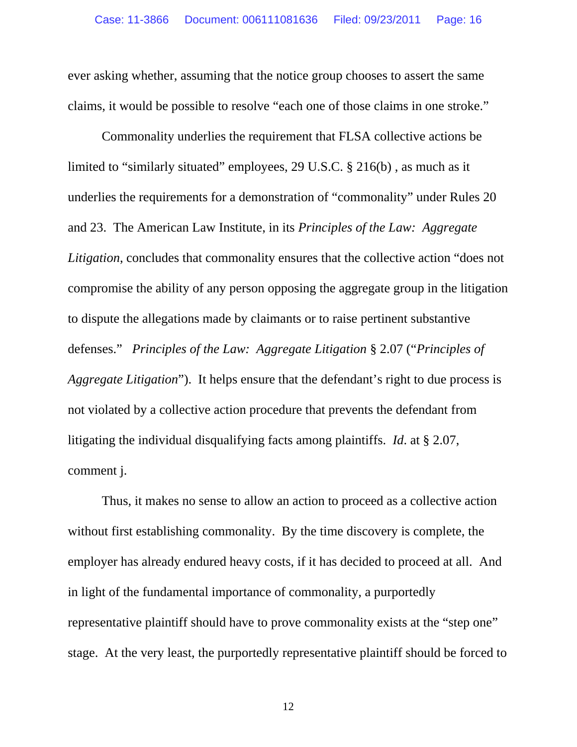ever asking whether, assuming that the notice group chooses to assert the same claims, it would be possible to resolve "each one of those claims in one stroke."

Commonality underlies the requirement that FLSA collective actions be limited to "similarly situated" employees, 29 U.S.C. § 216(b) , as much as it underlies the requirements for a demonstration of "commonality" under Rules 20 and 23. The American Law Institute, in its *Principles of the Law: Aggregate Litigation*, concludes that commonality ensures that the collective action "does not compromise the ability of any person opposing the aggregate group in the litigation to dispute the allegations made by claimants or to raise pertinent substantive defenses." *Principles of the Law: Aggregate Litigation* § 2.07 ("*Principles of Aggregate Litigation*"). It helps ensure that the defendant's right to due process is not violated by a collective action procedure that prevents the defendant from litigating the individual disqualifying facts among plaintiffs. *Id*. at § 2.07, comment j.

Thus, it makes no sense to allow an action to proceed as a collective action without first establishing commonality. By the time discovery is complete, the employer has already endured heavy costs, if it has decided to proceed at all. And in light of the fundamental importance of commonality, a purportedly representative plaintiff should have to prove commonality exists at the "step one" stage. At the very least, the purportedly representative plaintiff should be forced to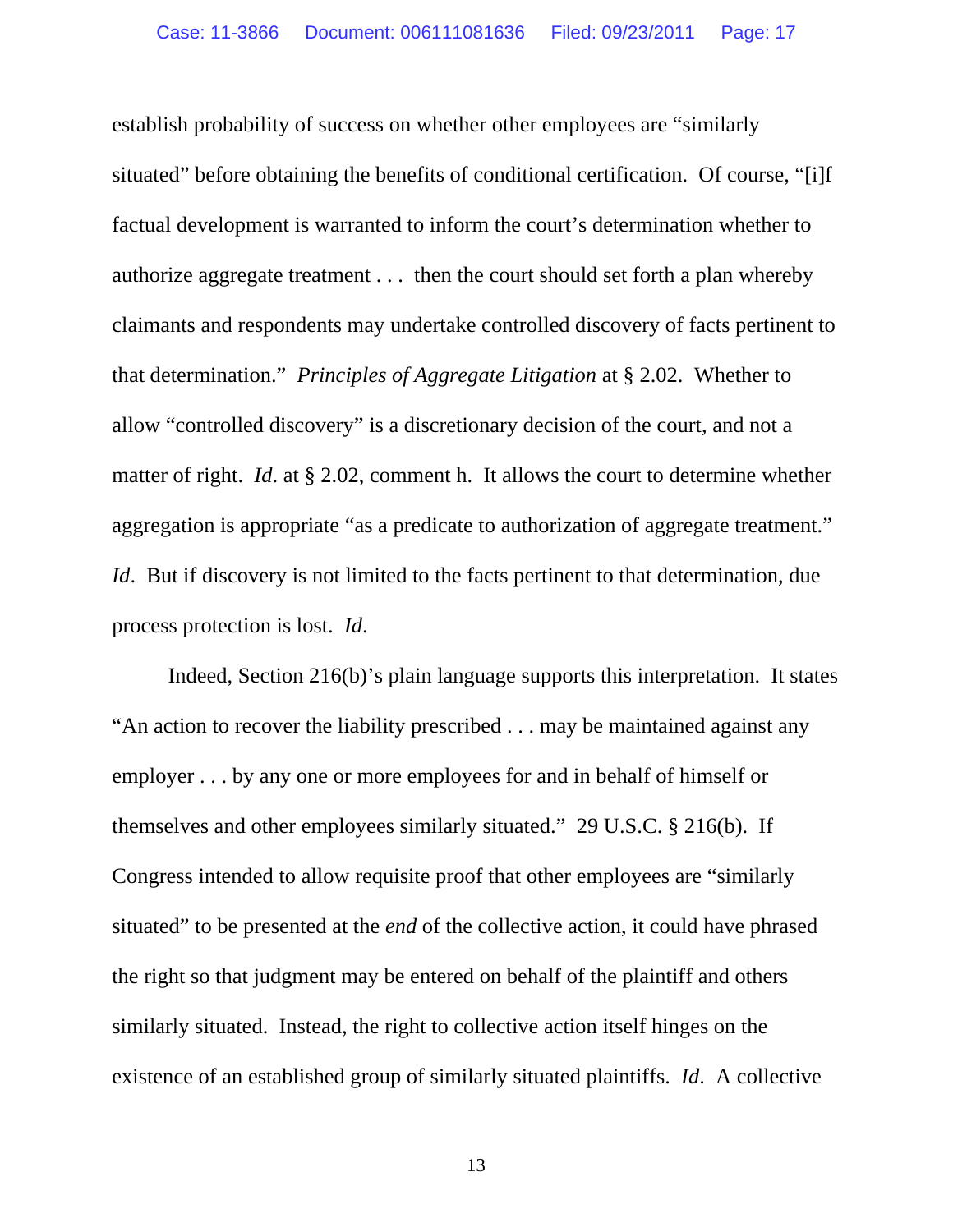establish probability of success on whether other employees are "similarly situated" before obtaining the benefits of conditional certification. Of course, "[i]f factual development is warranted to inform the court's determination whether to authorize aggregate treatment . . . then the court should set forth a plan whereby claimants and respondents may undertake controlled discovery of facts pertinent to that determination." *Principles of Aggregate Litigation* at § 2.02. Whether to allow "controlled discovery" is a discretionary decision of the court, and not a matter of right. *Id*. at § 2.02, comment h. It allows the court to determine whether aggregation is appropriate "as a predicate to authorization of aggregate treatment." *Id*. But if discovery is not limited to the facts pertinent to that determination, due process protection is lost. *Id*.

Indeed, Section 216(b)'s plain language supports this interpretation. It states "An action to recover the liability prescribed . . . may be maintained against any employer . . . by any one or more employees for and in behalf of himself or themselves and other employees similarly situated." 29 U.S.C. § 216(b). If Congress intended to allow requisite proof that other employees are "similarly situated" to be presented at the *end* of the collective action, it could have phrased the right so that judgment may be entered on behalf of the plaintiff and others similarly situated. Instead, the right to collective action itself hinges on the existence of an established group of similarly situated plaintiffs. *Id*. A collective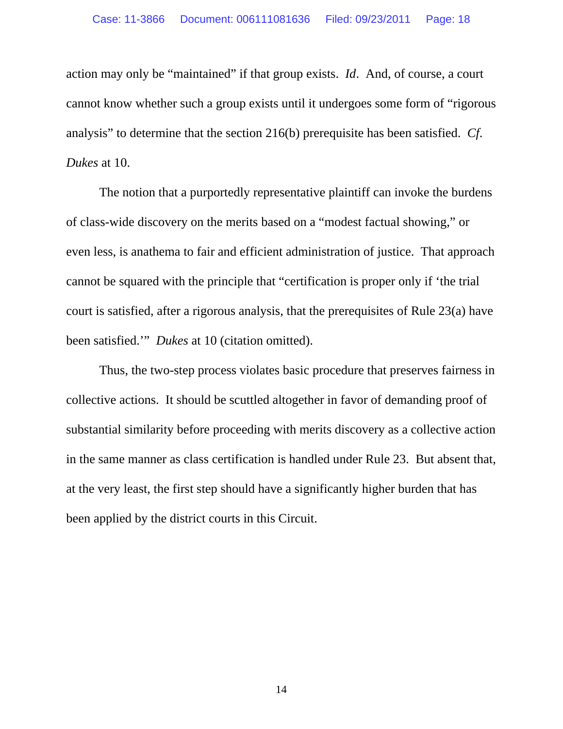action may only be "maintained" if that group exists. *Id*. And, of course, a court cannot know whether such a group exists until it undergoes some form of "rigorous analysis" to determine that the section 216(b) prerequisite has been satisfied. *Cf. Dukes* at 10.

The notion that a purportedly representative plaintiff can invoke the burdens of class-wide discovery on the merits based on a "modest factual showing," or even less, is anathema to fair and efficient administration of justice. That approach cannot be squared with the principle that "certification is proper only if 'the trial court is satisfied, after a rigorous analysis, that the prerequisites of Rule 23(a) have been satisfied.'" *Dukes* at 10 (citation omitted).

Thus, the two-step process violates basic procedure that preserves fairness in collective actions. It should be scuttled altogether in favor of demanding proof of substantial similarity before proceeding with merits discovery as a collective action in the same manner as class certification is handled under Rule 23. But absent that, at the very least, the first step should have a significantly higher burden that has been applied by the district courts in this Circuit.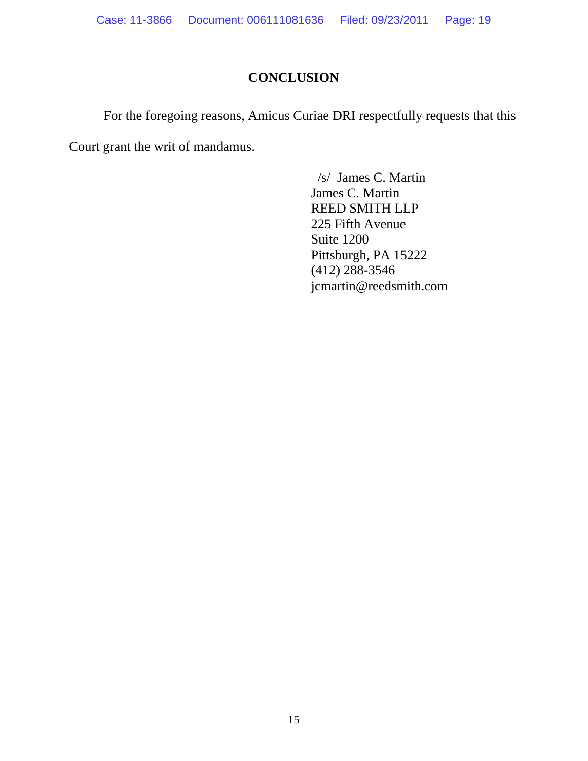## CONCLUSION

For the foregoing reasons, Amicus Curiae DRI respectfully requests that this Court grant the writ of mandamus.

/s/ James C. Martin
James C. Martin
REED SMITH LLP
225 Fifth Avenue
Suite 1200
Pittsburgh, PA 15222
(412) 288-3546
jcmartin@reedsmith.com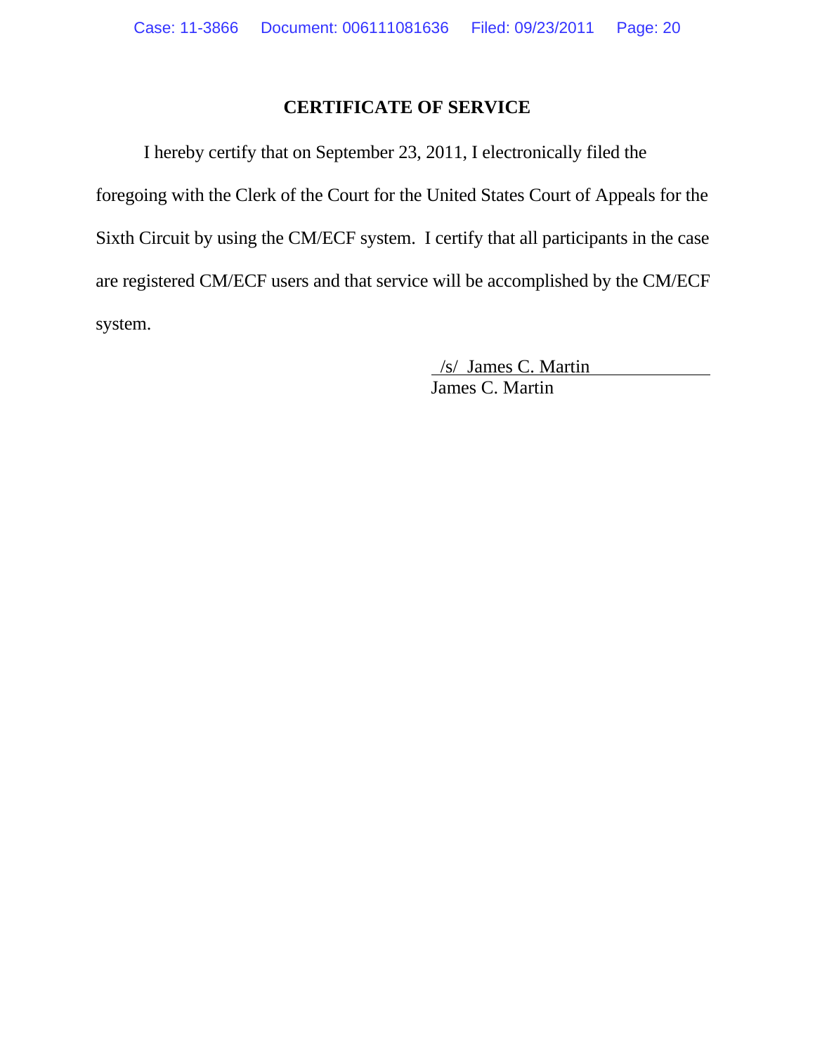## CERTIFICATE OF SERVICE

I hereby certify that on September 23, 2011, I electronically filed the foregoing with the Clerk of the Court for the United States Court of Appeals for the Sixth Circuit by using the CM/ECF system. I certify that all participants in the case are registered CM/ECF users and that service will be accomplished by the CM/ECF system.

/s/ James C. Martin
James C. Martin